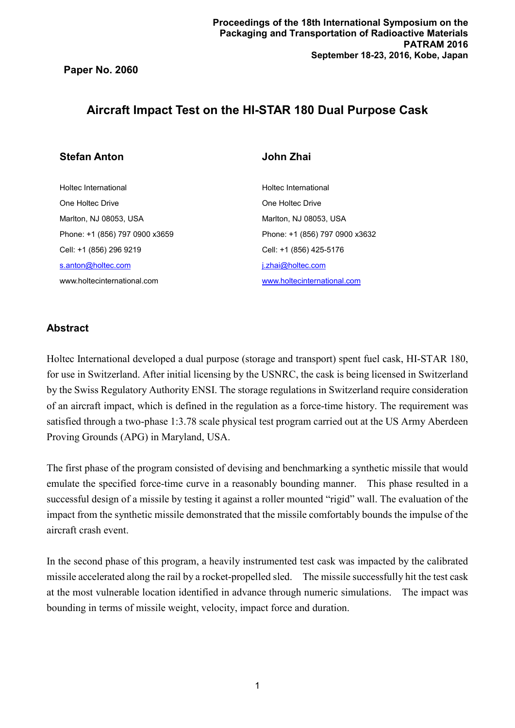Paper No. 2060

# Aircraft Impact Test on the HI-STAR 180 Dual Purpose Cask

**Stefan Anton**

Holtec International
One Holtec Drive
Marlton, NJ 08053, USA
Phone: +1 (856) 797 0900 x3659
Cell: +1 (856) 296 9219
s.anton@holtec.com
www.holtecinternational.com

**John Zhai**

Holtec International
One Holtec Drive
Marlton, NJ 08053, USA
Phone: +1 (856) 797 0900 x3632
Cell: +1 (856) 425-5176
j.zhai@holtec.com
www.holtecinternational.com

## Abstract

Holtec International developed a dual purpose (storage and transport) spent fuel cask, HI-STAR 180, for use in Switzerland. After initial licensing by the USNRC, the cask is being licensed in Switzerland by the Swiss Regulatory Authority ENSI. The storage regulations in Switzerland require consideration of an aircraft impact, which is defined in the regulation as a force-time history. The requirement was satisfied through a two-phase 1:3.78 scale physical test program carried out at the US Army Aberdeen Proving Grounds (APG) in Maryland, USA.

The first phase of the program consisted of devising and benchmarking a synthetic missile that would emulate the specified force-time curve in a reasonably bounding manner. This phase resulted in a successful design of a missile by testing it against a roller mounted "rigid" wall. The evaluation of the impact from the synthetic missile demonstrated that the missile comfortably bounds the impulse of the aircraft crash event.

In the second phase of this program, a heavily instrumented test cask was impacted by the calibrated missile accelerated along the rail by a rocket-propelled sled. The missile successfully hit the test cask at the most vulnerable location identified in advance through numeric simulations. The impact was bounding in terms of missile weight, velocity, impact force and duration.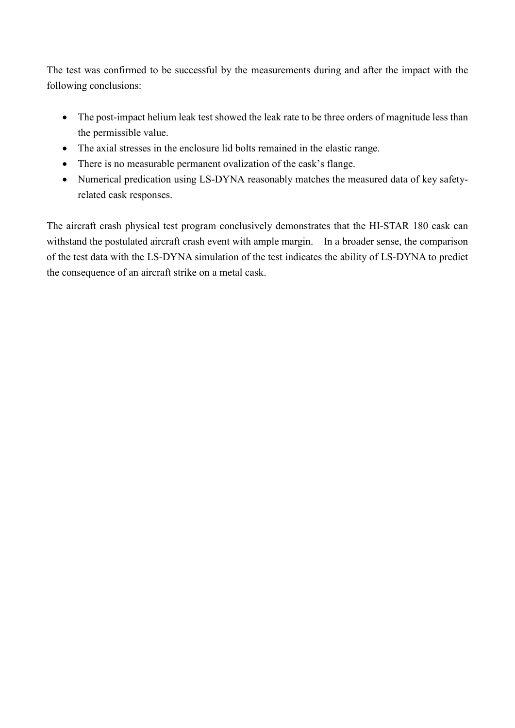The test was confirmed to be successful by the measurements during and after the impact with the following conclusions:

- The post-impact helium leak test showed the leak rate to be three orders of magnitude less than the permissible value.
- The axial stresses in the enclosure lid bolts remained in the elastic range.
- There is no measurable permanent ovalization of the cask's flange.
- Numerical predication using LS-DYNA reasonably matches the measured data of key safety-related cask responses.

The aircraft crash physical test program conclusively demonstrates that the HI-STAR 180 cask can withstand the postulated aircraft crash event with ample margin. In a broader sense, the comparison of the test data with the LS-DYNA simulation of the test indicates the ability of LS-DYNA to predict the consequence of an aircraft strike on a metal cask.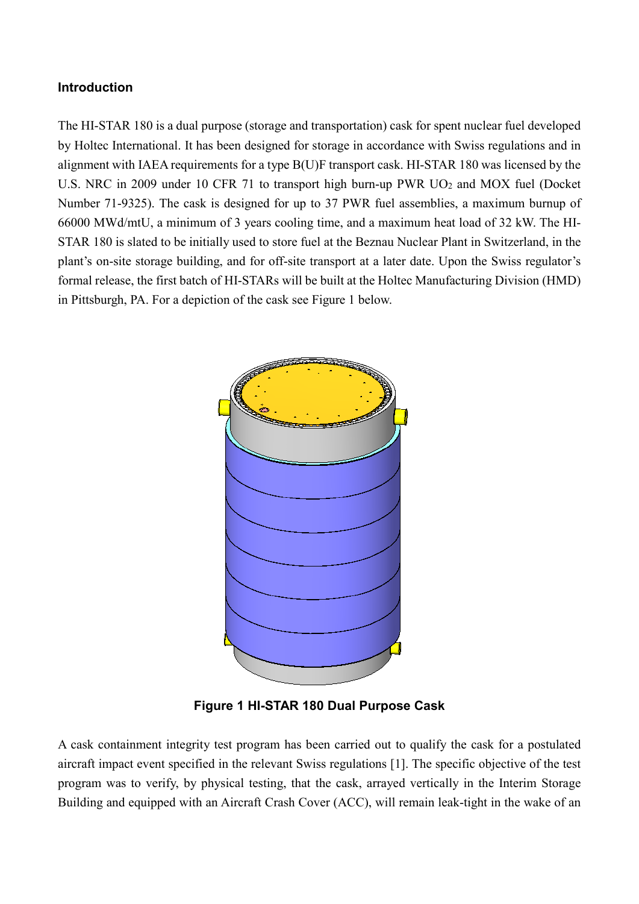### Introduction

The HI-STAR 180 is a dual purpose (storage and transportation) cask for spent nuclear fuel developed by Holtec International. It has been designed for storage in accordance with Swiss regulations and in alignment with IAEA requirements for a type B(U)F transport cask. HI-STAR 180 was licensed by the U.S. NRC in 2009 under 10 CFR 71 to transport high burn-up PWR $UO_2$ and MOX fuel (Docket Number 71-9325). The cask is designed for up to 37 PWR fuel assemblies, a maximum burnup of 66000 MWd/mtU, a minimum of 3 years cooling time, and a maximum heat load of 32 kW. The HI-STAR 180 is slated to be initially used to store fuel at the Beznau Nuclear Plant in Switzerland, in the plant's on-site storage building, and for off-site transport at a later date. Upon the Swiss regulator's formal release, the first batch of HI-STARs will be built at the Holtec Manufacturing Division (HMD) in Pittsburgh, PA. For a depiction of the cask see Figure 1 below.

**Figure 1 HI-STAR 180 Dual Purpose Cask**

A cask containment integrity test program has been carried out to qualify the cask for a postulated aircraft impact event specified in the relevant Swiss regulations [1]. The specific objective of the test program was to verify, by physical testing, that the cask, arrayed vertically in the Interim Storage Building and equipped with an Aircraft Crash Cover (ACC), will remain leak-tight in the wake of an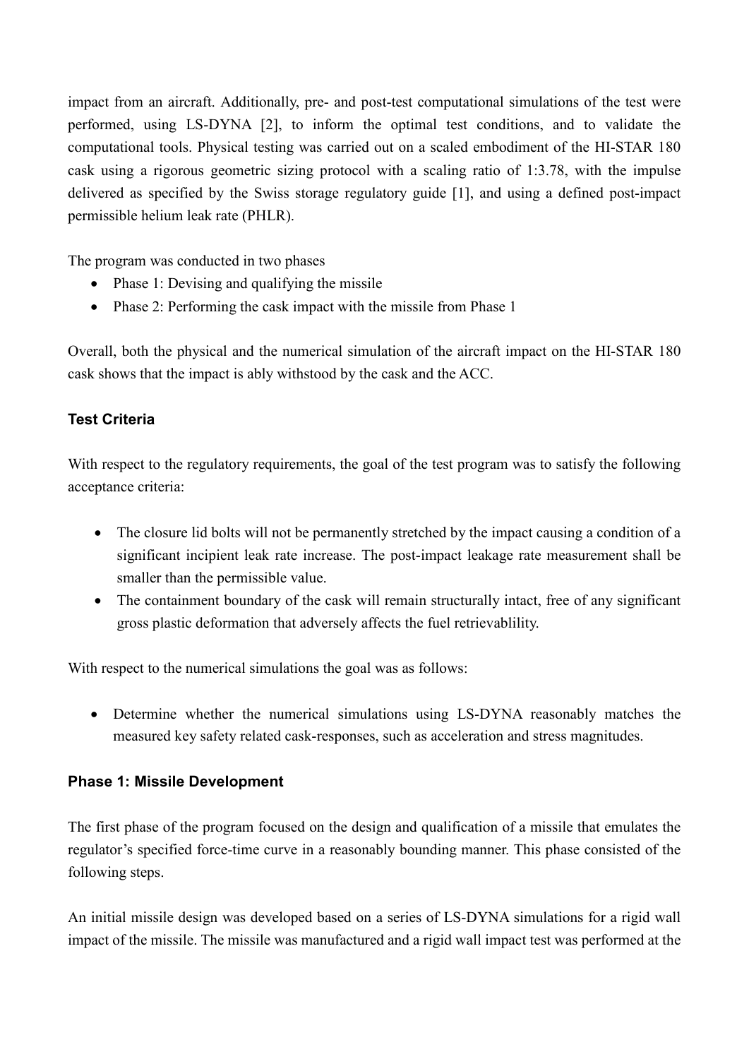impact from an aircraft. Additionally, pre- and post-test computational simulations of the test were performed, using LS-DYNA [2], to inform the optimal test conditions, and to validate the computational tools. Physical testing was carried out on a scaled embodiment of the HI-STAR 180 cask using a rigorous geometric sizing protocol with a scaling ratio of 1:3.78, with the impulse delivered as specified by the Swiss storage regulatory guide [1], and using a defined post-impact permissible helium leak rate (PHLR).

The program was conducted in two phases

- Phase 1: Devising and qualifying the missile
- Phase 2: Performing the cask impact with the missile from Phase 1

Overall, both the physical and the numerical simulation of the aircraft impact on the HI-STAR 180 cask shows that the impact is ably withstood by the cask and the ACC.

### Test Criteria

With respect to the regulatory requirements, the goal of the test program was to satisfy the following acceptance criteria:

- The closure lid bolts will not be permanently stretched by the impact causing a condition of a significant incipient leak rate increase. The post-impact leakage rate measurement shall be smaller than the permissible value.
- The containment boundary of the cask will remain structurally intact, free of any significant gross plastic deformation that adversely affects the fuel retrievablility.

With respect to the numerical simulations the goal was as follows:

- Determine whether the numerical simulations using LS-DYNA reasonably matches the measured key safety related cask-responses, such as acceleration and stress magnitudes.

### Phase 1: Missile Development

The first phase of the program focused on the design and qualification of a missile that emulates the regulator's specified force-time curve in a reasonably bounding manner. This phase consisted of the following steps.

An initial missile design was developed based on a series of LS-DYNA simulations for a rigid wall impact of the missile. The missile was manufactured and a rigid wall impact test was performed at the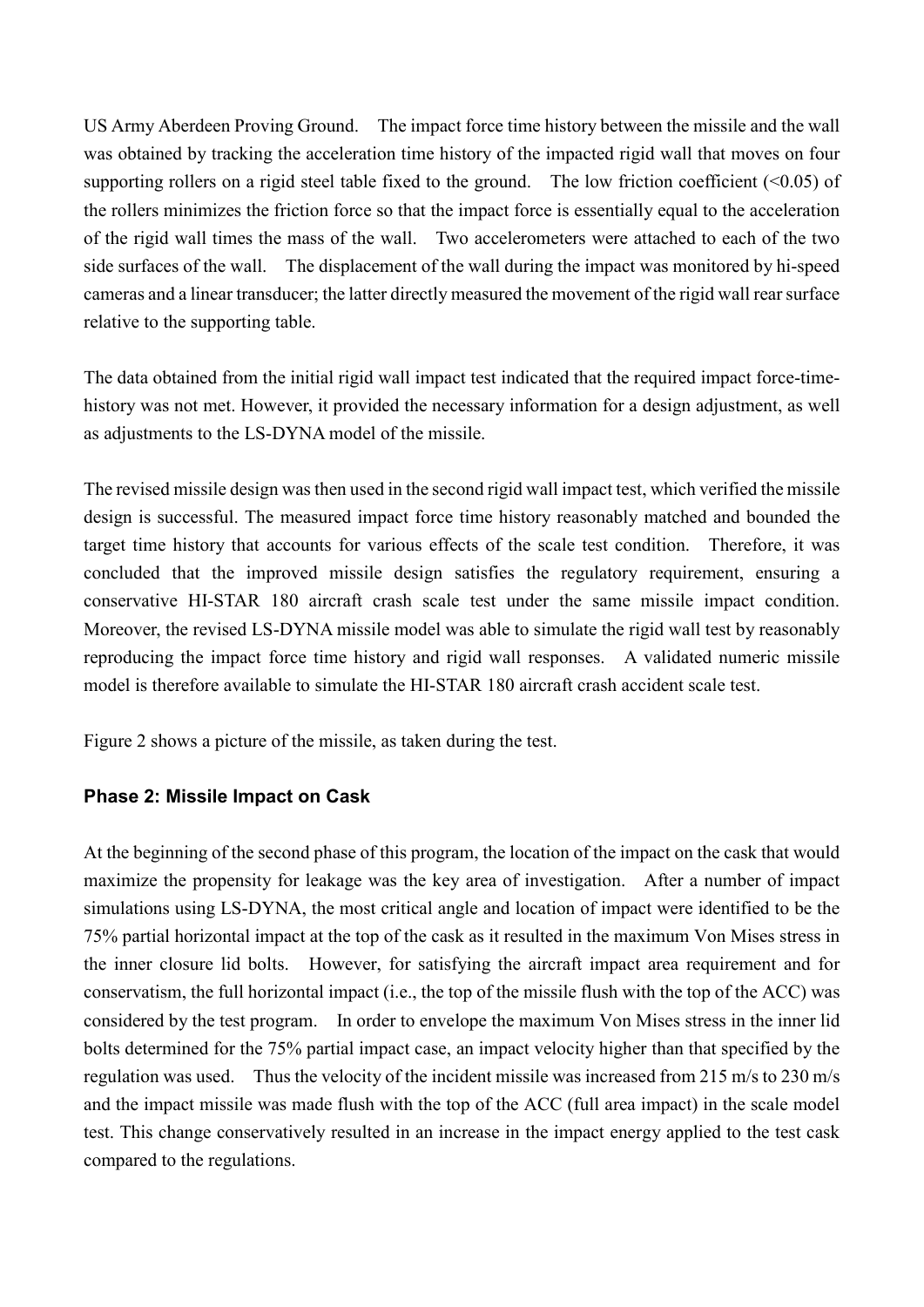US Army Aberdeen Proving Ground. The impact force time history between the missile and the wall was obtained by tracking the acceleration time history of the impacted rigid wall that moves on four supporting rollers on a rigid steel table fixed to the ground. The low friction coefficient (<0.05) of the rollers minimizes the friction force so that the impact force is essentially equal to the acceleration of the rigid wall times the mass of the wall. Two accelerometers were attached to each of the two side surfaces of the wall. The displacement of the wall during the impact was monitored by hi-speed cameras and a linear transducer; the latter directly measured the movement of the rigid wall rear surface relative to the supporting table.

The data obtained from the initial rigid wall impact test indicated that the required impact force-time-history was not met. However, it provided the necessary information for a design adjustment, as well as adjustments to the LS-DYNA model of the missile.

The revised missile design was then used in the second rigid wall impact test, which verified the missile design is successful. The measured impact force time history reasonably matched and bounded the target time history that accounts for various effects of the scale test condition. Therefore, it was concluded that the improved missile design satisfies the regulatory requirement, ensuring a conservative HI-STAR 180 aircraft crash scale test under the same missile impact condition. Moreover, the revised LS-DYNA missile model was able to simulate the rigid wall test by reasonably reproducing the impact force time history and rigid wall responses. A validated numeric missile model is therefore available to simulate the HI-STAR 180 aircraft crash accident scale test.

Figure 2 shows a picture of the missile, as taken during the test.

### Phase 2: Missile Impact on Cask

At the beginning of the second phase of this program, the location of the impact on the cask that would maximize the propensity for leakage was the key area of investigation. After a number of impact simulations using LS-DYNA, the most critical angle and location of impact were identified to be the 75% partial horizontal impact at the top of the cask as it resulted in the maximum Von Mises stress in the inner closure lid bolts. However, for satisfying the aircraft impact area requirement and for conservatism, the full horizontal impact (i.e., the top of the missile flush with the top of the ACC) was considered by the test program. In order to envelope the maximum Von Mises stress in the inner lid bolts determined for the 75% partial impact case, an impact velocity higher than that specified by the regulation was used. Thus the velocity of the incident missile was increased from 215 m/s to 230 m/s and the impact missile was made flush with the top of the ACC (full area impact) in the scale model test. This change conservatively resulted in an increase in the impact energy applied to the test cask compared to the regulations.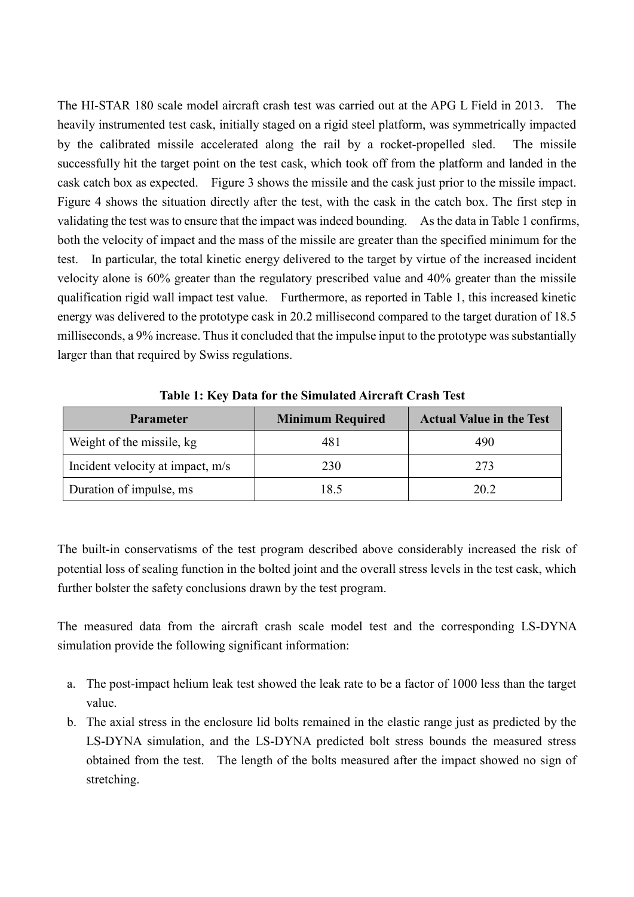The HI-STAR 180 scale model aircraft crash test was carried out at the APG L Field in 2013. The heavily instrumented test cask, initially staged on a rigid steel platform, was symmetrically impacted by the calibrated missile accelerated along the rail by a rocket-propelled sled. The missile successfully hit the target point on the test cask, which took off from the platform and landed in the cask catch box as expected. Figure 3 shows the missile and the cask just prior to the missile impact. Figure 4 shows the situation directly after the test, with the cask in the catch box. The first step in validating the test was to ensure that the impact was indeed bounding. As the data in Table 1 confirms, both the velocity of impact and the mass of the missile are greater than the specified minimum for the test. In particular, the total kinetic energy delivered to the target by virtue of the increased incident velocity alone is 60% greater than the regulatory prescribed value and 40% greater than the missile qualification rigid wall impact test value. Furthermore, as reported in Table 1, this increased kinetic energy was delivered to the prototype cask in 20.2 millisecond compared to the target duration of 18.5 milliseconds, a 9% increase. Thus it concluded that the impulse input to the prototype was substantially larger than that required by Swiss regulations.

**Table 1: Key Data for the Simulated Aircraft Crash Test**

| Parameter | Minimum Required | Actual Value in the Test |
|---|---|---|
| Weight of the missile, kg | 481 | 490 |
| Incident velocity at impact, m/s | 230 | 273 |
| Duration of impulse, ms | 18.5 | 20.2 |

The built-in conservatisms of the test program described above considerably increased the risk of potential loss of sealing function in the bolted joint and the overall stress levels in the test cask, which further bolster the safety conclusions drawn by the test program.

The measured data from the aircraft crash scale model test and the corresponding LS-DYNA simulation provide the following significant information:

a. The post-impact helium leak test showed the leak rate to be a factor of 1000 less than the target value.
b. The axial stress in the enclosure lid bolts remained in the elastic range just as predicted by the LS-DYNA simulation, and the LS-DYNA predicted bolt stress bounds the measured stress obtained from the test. The length of the bolts measured after the impact showed no sign of stretching.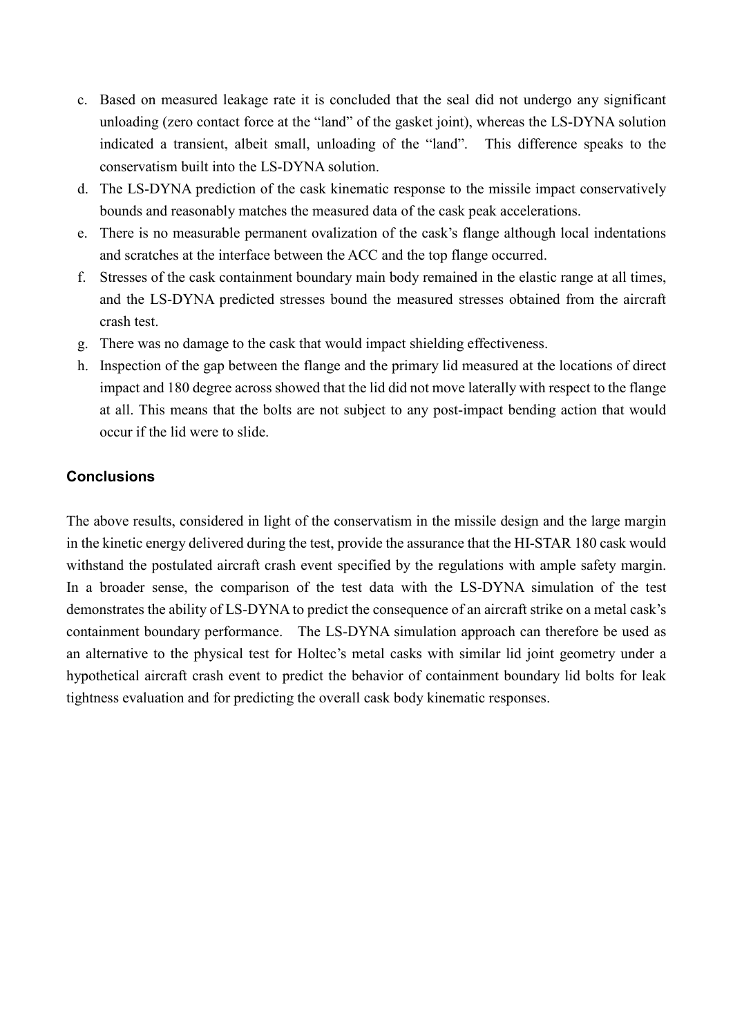c. Based on measured leakage rate it is concluded that the seal did not undergo any significant unloading (zero contact force at the "land" of the gasket joint), whereas the LS-DYNA solution indicated a transient, albeit small, unloading of the "land". This difference speaks to the conservatism built into the LS-DYNA solution.
d. The LS-DYNA prediction of the cask kinematic response to the missile impact conservatively bounds and reasonably matches the measured data of the cask peak accelerations.
e. There is no measurable permanent ovalization of the cask's flange although local indentations and scratches at the interface between the ACC and the top flange occurred.
f. Stresses of the cask containment boundary main body remained in the elastic range at all times, and the LS-DYNA predicted stresses bound the measured stresses obtained from the aircraft crash test.
g. There was no damage to the cask that would impact shielding effectiveness.
h. Inspection of the gap between the flange and the primary lid measured at the locations of direct impact and 180 degree across showed that the lid did not move laterally with respect to the flange at all. This means that the bolts are not subject to any post-impact bending action that would occur if the lid were to slide.

## Conclusions

The above results, considered in light of the conservatism in the missile design and the large margin in the kinetic energy delivered during the test, provide the assurance that the HI-STAR 180 cask would withstand the postulated aircraft crash event specified by the regulations with ample safety margin. In a broader sense, the comparison of the test data with the LS-DYNA simulation of the test demonstrates the ability of LS-DYNA to predict the consequence of an aircraft strike on a metal cask's containment boundary performance. The LS-DYNA simulation approach can therefore be used as an alternative to the physical test for Holtec's metal casks with similar lid joint geometry under a hypothetical aircraft crash event to predict the behavior of containment boundary lid bolts for leak tightness evaluation and for predicting the overall cask body kinematic responses.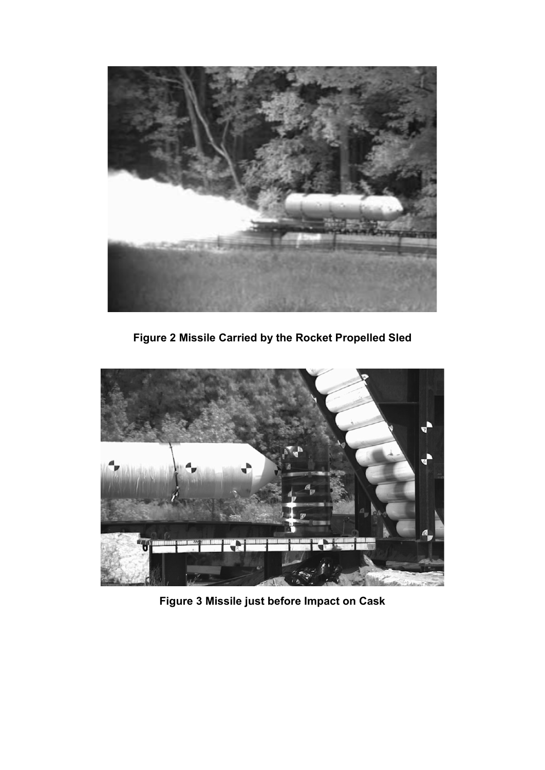**Figure 2 Missile Carried by the Rocket Propelled Sled**

**Figure 3 Missile just before Impact on Cask**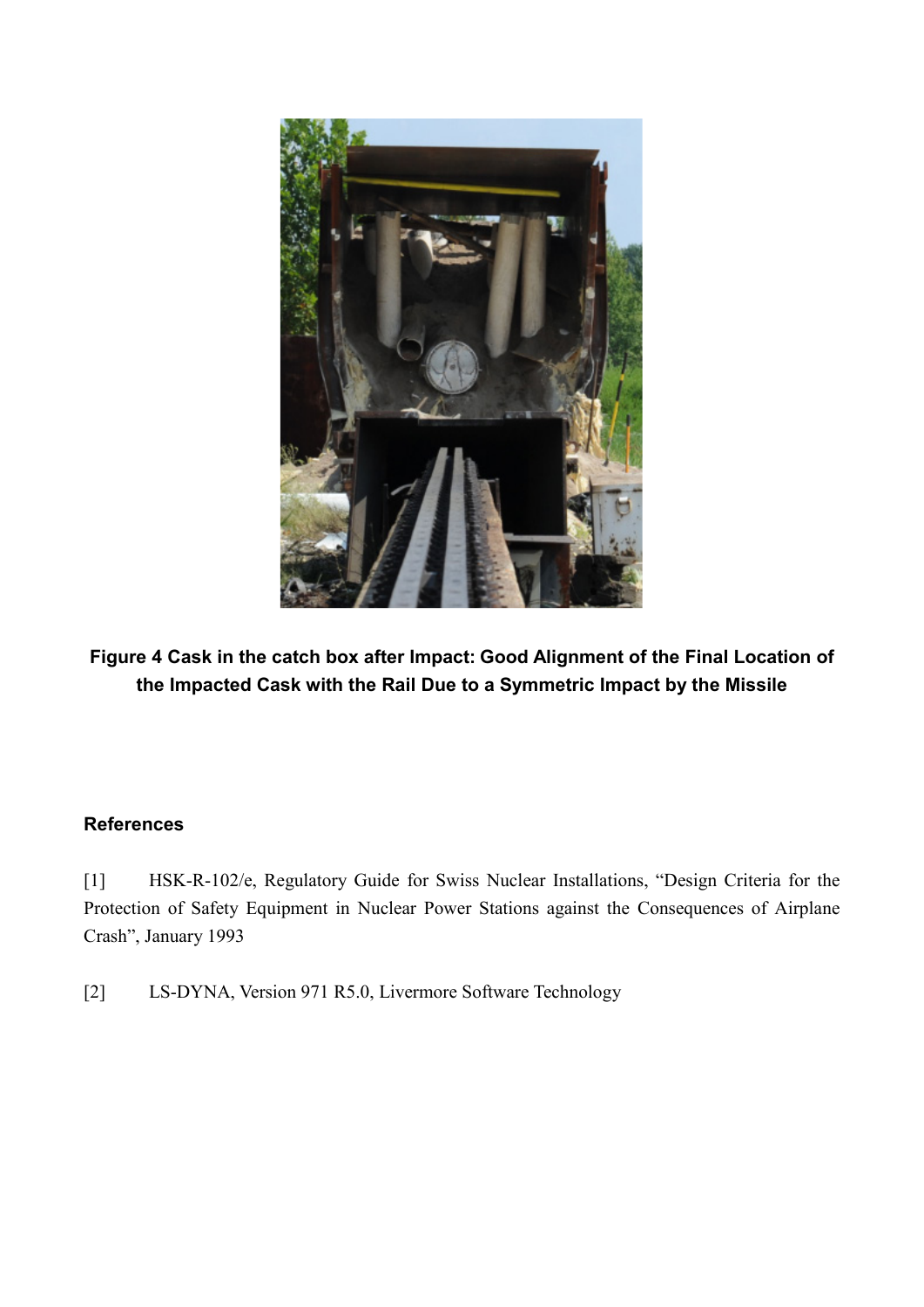**Figure 4 Cask in the catch box after Impact: Good Alignment of the Final Location of the Impacted Cask with the Rail Due to a Symmetric Impact by the Missile**

## References

[1] HSK-R-102/e, Regulatory Guide for Swiss Nuclear Installations, "Design Criteria for the Protection of Safety Equipment in Nuclear Power Stations against the Consequences of Airplane Crash", January 1993

[2] LS-DYNA, Version 971 R5.0, Livermore Software Technology